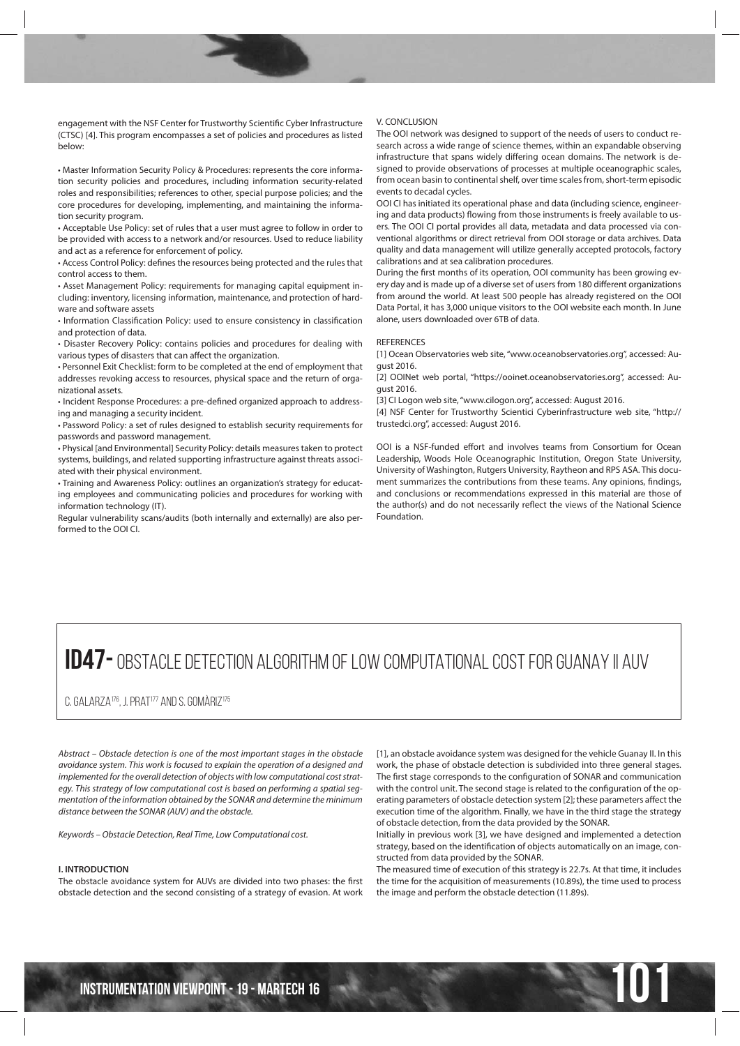engagement with the NSF Center for Trustworthy Scientific Cyber Infrastructure (CTSC) [4]. This program encompasses a set of policies and procedures as listed below:

- Master Information Security Policy & Procedures: represents the core information security policies and procedures, including information security-related roles and responsibilities; references to other, special purpose policies; and the core procedures for developing, implementing, and maintaining the information security program.
- Acceptable Use Policy: set of rules that a user must agree to follow in order to be provided with access to a network and/or resources. Used to reduce liability and act as a reference for enforcement of policy.
- Access Control Policy: defines the resources being protected and the rules that control access to them.
- Asset Management Policy: requirements for managing capital equipment including: inventory, licensing information, maintenance, and protection of hardware and software assets
- Information Classification Policy: used to ensure consistency in classification and protection of data.
- Disaster Recovery Policy: contains policies and procedures for dealing with various types of disasters that can affect the organization.
- Personnel Exit Checklist: form to be completed at the end of employment that addresses revoking access to resources, physical space and the return of organizational assets.
- Incident Response Procedures: a pre-defined organized approach to addressing and managing a security incident.
- Password Policy: a set of rules designed to establish security requirements for passwords and password management.
- Physical [and Environmental] Security Policy: details measures taken to protect systems, buildings, and related supporting infrastructure against threats associated with their physical environment.
- Training and Awareness Policy: outlines an organization's strategy for educating employees and communicating policies and procedures for working with information technology (IT).

Regular vulnerability scans/audits (both internally and externally) are also performed to the OOI CI.

## V. CONCLUSION

The OOI network was designed to support of the needs of users to conduct research across a wide range of science themes, within an expandable observing infrastructure that spans widely differing ocean domains. The network is designed to provide observations of processes at multiple oceanographic scales, from ocean basin to continental shelf, over time scales from, short-term episodic events to decadal cycles.

OOI CI has initiated its operational phase and data (including science, engineering and data products) flowing from those instruments is freely available to users. The OOI CI portal provides all data, metadata and data processed via conventional algorithms or direct retrieval from OOI storage or data archives. Data quality and data management will utilize generally accepted protocols, factory calibrations and at sea calibration procedures.

During the first months of its operation, OOI community has been growing every day and is made up of a diverse set of users from 180 different organizations from around the world. At least 500 people has already registered on the OOI Data Portal, it has 3,000 unique visitors to the OOI website each month. In June alone, users downloaded over 6TB of data.

## REFERENCES

[1] Ocean Observatories web site, "www.oceanobservatories.org", accessed: August 2016.

[2] OOINet web portal, "https://ooinet.oceanobservatories.org", accessed: August 2016.

[3] CI Logon web site, "www.cilogon.org", accessed: August 2016.

[4] NSF Center for Trustworthy Scientici Cyberinfrastructure web site, "http://trustedci.org", accessed: August 2016.

OOI is a NSF-funded effort and involves teams from Consortium for Ocean Leadership, Woods Hole Oceanographic Institution, Oregon State University, University of Washington, Rutgers University, Raytheon and RPS ASA. This document summarizes the contributions from these teams. Any opinions, findings, and conclusions or recommendations expressed in this material are those of the author(s) and do not necessarily reflect the views of the National Science Foundation.

# ID47- OBSTACLE DETECTION ALGORITHM OF LOW COMPUTATIONAL COST FOR GUANAY II AUV

C. GALARZA[176], J. PRAT[177] AND S. GOMÀRIZ[175]

*Abstract – Obstacle detection is one of the most important stages in the obstacle avoidance system. This work is focused to explain the operation of a designed and implemented for the overall detection of objects with low computational cost strategy. This strategy of low computational cost is based on performing a spatial segmentation of the information obtained by the SONAR and determine the minimum distance between the SONAR (AUV) and the obstacle.*

*Keywords – Obstacle Detection, Real Time, Low Computational cost.*

## I. INTRODUCTION

The obstacle avoidance system for AUVs are divided into two phases: the first obstacle detection and the second consisting of a strategy of evasion. At work [1], an obstacle avoidance system was designed for the vehicle Guanay II. In this work, the phase of obstacle detection is subdivided into three general stages. The first stage corresponds to the configuration of SONAR and communication with the control unit. The second stage is related to the configuration of the operating parameters of obstacle detection system [2]; these parameters affect the execution time of the algorithm. Finally, we have in the third stage the strategy of obstacle detection, from the data provided by the SONAR.

Initially in previous work [3], we have designed and implemented a detection strategy, based on the identification of objects automatically on an image, constructed from data provided by the SONAR.

The measured time of execution of this strategy is 22.7s. At that time, it includes the time for the acquisition of measurements (10.89s), the time used to process the image and perform the obstacle detection (11.89s).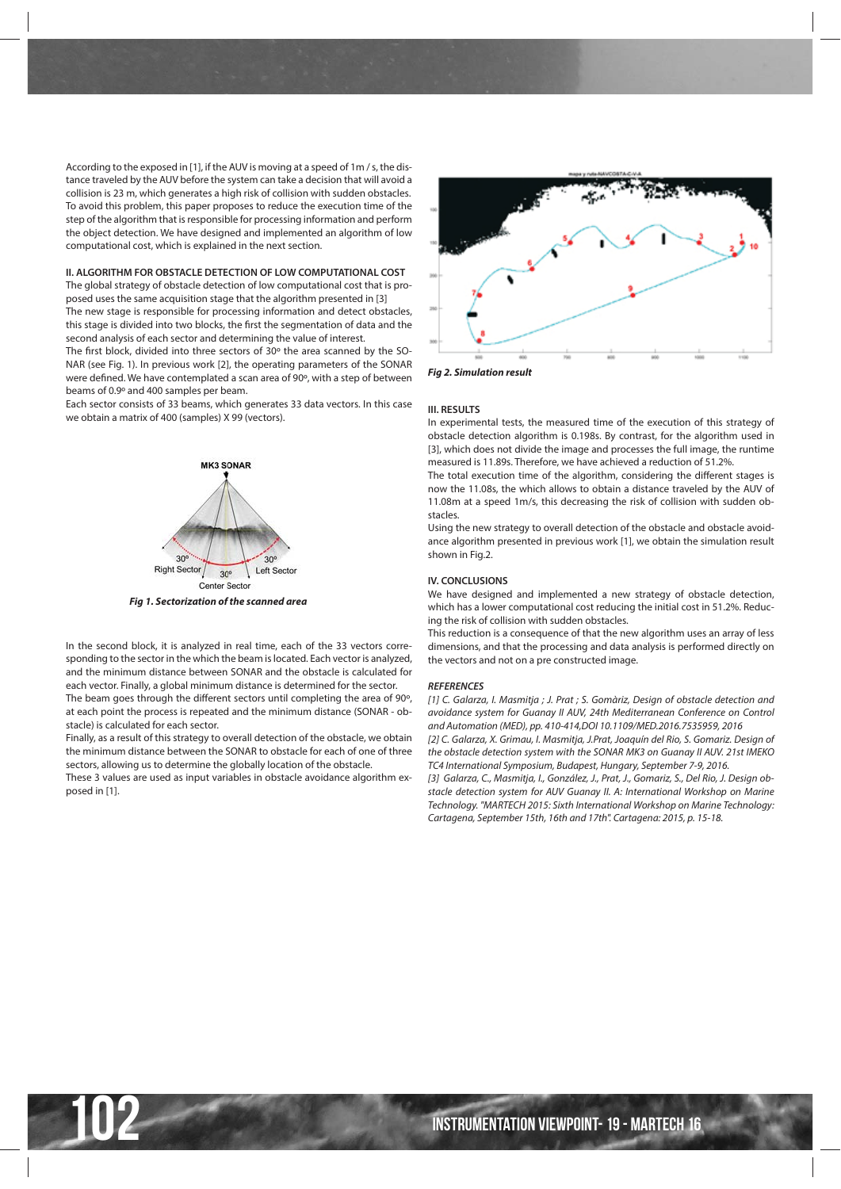According to the exposed in [1], if the AUV is moving at a speed of 1m / s, the distance traveled by the AUV before the system can take a decision that will avoid a collision is 23 m, which generates a high risk of collision with sudden obstacles. To avoid this problem, this paper proposes to reduce the execution time of the step of the algorithm that is responsible for processing information and perform the object detection. We have designed and implemented an algorithm of low computational cost, which is explained in the next section.

## II. ALGORITHM FOR OBSTACLE DETECTION OF LOW COMPUTATIONAL COST

The global strategy of obstacle detection of low computational cost that is proposed uses the same acquisition stage that the algorithm presented in [3]

The new stage is responsible for processing information and detect obstacles, this stage is divided into two blocks, the first the segmentation of data and the second analysis of each sector and determining the value of interest.

The first block, divided into three sectors of 30º the area scanned by the SONAR (see Fig. 1). In previous work [2], the operating parameters of the SONAR were defined. We have contemplated a scan area of 90º, with a step of between beams of 0.9º and 400 samples per beam.

Each sector consists of 33 beams, which generates 33 data vectors. In this case we obtain a matrix of 400 (samples) X 99 (vectors).

MK3 SONAR

30º Right Sector

30º Center Sector

30º Left Sector

***Fig 1. Sectorization of the scanned area***

In the second block, it is analyzed in real time, each of the 33 vectors corresponding to the sector in the which the beam is located. Each vector is analyzed, and the minimum distance between SONAR and the obstacle is calculated for each vector. Finally, a global minimum distance is determined for the sector.

The beam goes through the different sectors until completing the area of 90º, at each point the process is repeated and the minimum distance (SONAR - obstacle) is calculated for each sector.

Finally, as a result of this strategy to overall detection of the obstacle, we obtain the minimum distance between the SONAR to obstacle for each of one of three sectors, allowing us to determine the globally location of the obstacle.

These 3 values are used as input variables in obstacle avoidance algorithm exposed in [1].

mapa y ruta-NAVCOSTA-C-V-A

***Fig 2. Simulation result***

## III. RESULTS

In experimental tests, the measured time of the execution of this strategy of obstacle detection algorithm is 0.198s. By contrast, for the algorithm used in [3], which does not divide the image and processes the full image, the runtime measured is 11.89s. Therefore, we have achieved a reduction of 51.2%.

The total execution time of the algorithm, considering the different stages is now the 11.08s, the which allows to obtain a distance traveled by the AUV of 11.08m at a speed 1m/s, this decreasing the risk of collision with sudden obstacles.

Using the new strategy to overall detection of the obstacle and obstacle avoidance algorithm presented in previous work [1], we obtain the simulation result shown in Fig.2.

## IV. CONCLUSIONS

We have designed and implemented a new strategy of obstacle detection, which has a lower computational cost reducing the initial cost in 51.2%. Reducing the risk of collision with sudden obstacles.

This reduction is a consequence of that the new algorithm uses an array of less dimensions, and that the processing and data analysis is performed directly on the vectors and not on a pre constructed image.

***REFERENCES***

*[1] C. Galarza, I. Masmitja ; J. Prat ; S. Gomàriz, Design of obstacle detection and avoidance system for Guanay II AUV, 24th Mediterranean Conference on Control and Automation (MED), pp. 410-414,DOI 10.1109/MED.2016.7535959, 2016*

*[2] C. Galarza, X. Grimau, I. Masmitja, J.Prat, Joaquín del Rio, S. Gomariz. Design of the obstacle detection system with the SONAR MK3 on Guanay II AUV. 21st IMEKO TC4 International Symposium, Budapest, Hungary, September 7-9, 2016.*

*[3] Galarza, C., Masmitja, I., González, J., Prat, J., Gomariz, S., Del Rio, J. Design obstacle detection system for AUV Guanay II. A: International Workshop on Marine Technology. "MARTECH 2015: Sixth International Workshop on Marine Technology: Cartagena, September 15th, 16th and 17th". Cartagena: 2015, p. 15-18.*